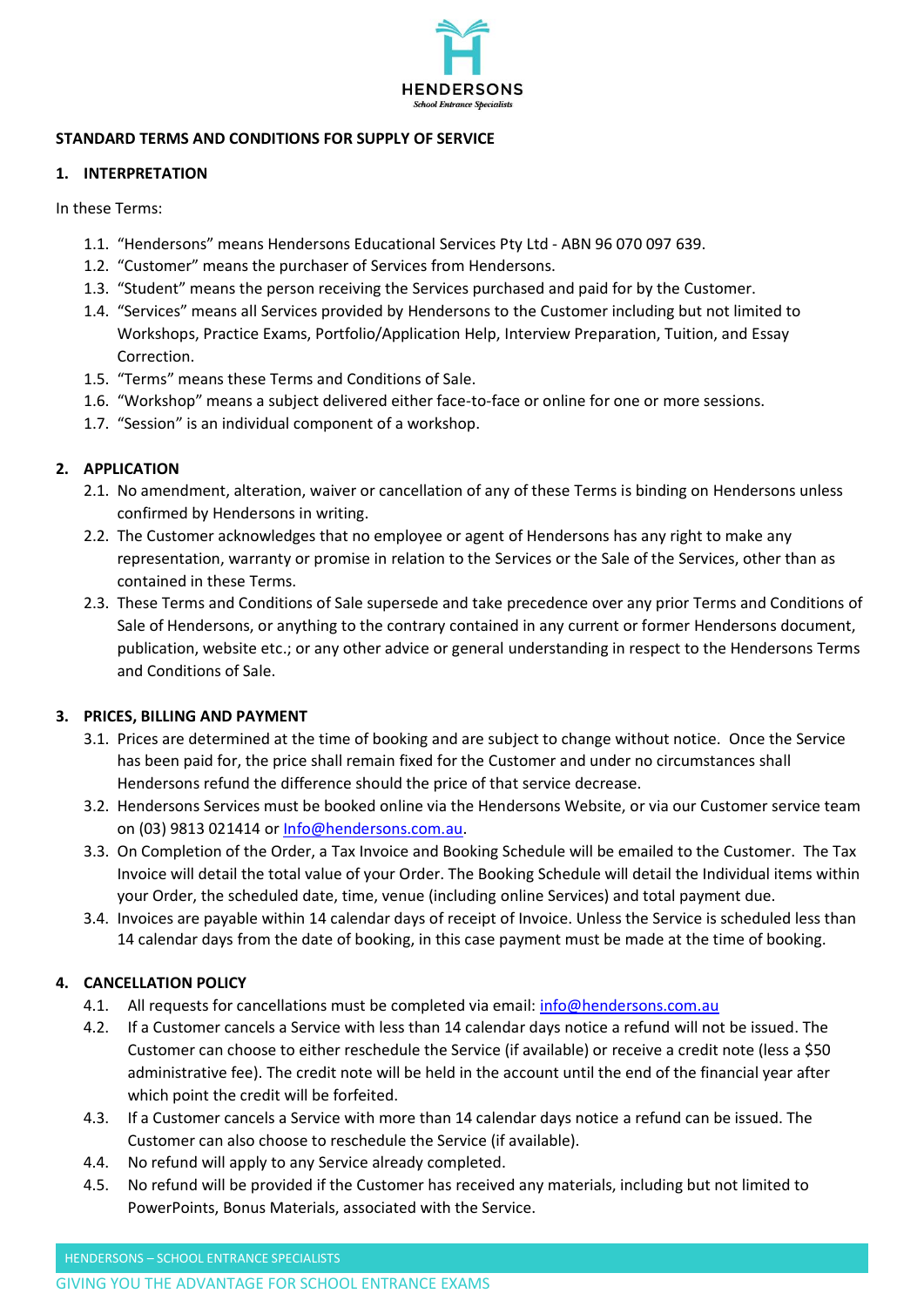HENDERSONS

*School Entrance Specialists*

**STANDARD TERMS AND CONDITIONS FOR SUPPLY OF SERVICE**

## 1. INTERPRETATION

In these Terms:

1.1. "Hendersons" means Hendersons Educational Services Pty Ltd - ABN 96 070 097 639.

1.2. "Customer" means the purchaser of Services from Hendersons.

1.3. "Student" means the person receiving the Services purchased and paid for by the Customer.

1.4. "Services" means all Services provided by Hendersons to the Customer including but not limited to Workshops, Practice Exams, Portfolio/Application Help, Interview Preparation, Tuition, and Essay Correction.

1.5. "Terms" means these Terms and Conditions of Sale.

1.6. "Workshop" means a subject delivered either face-to-face or online for one or more sessions.

1.7. "Session" is an individual component of a workshop.

## 2. APPLICATION

2.1. No amendment, alteration, waiver or cancellation of any of these Terms is binding on Hendersons unless confirmed by Hendersons in writing.

2.2. The Customer acknowledges that no employee or agent of Hendersons has any right to make any representation, warranty or promise in relation to the Services or the Sale of the Services, other than as contained in these Terms.

2.3. These Terms and Conditions of Sale supersede and take precedence over any prior Terms and Conditions of Sale of Hendersons, or anything to the contrary contained in any current or former Hendersons document, publication, website etc.; or any other advice or general understanding in respect to the Hendersons Terms and Conditions of Sale.

## 3. PRICES, BILLING AND PAYMENT

3.1. Prices are determined at the time of booking and are subject to change without notice. Once the Service has been paid for, the price shall remain fixed for the Customer and under no circumstances shall Hendersons refund the difference should the price of that service decrease.

3.2. Hendersons Services must be booked online via the Hendersons Website, or via our Customer service team on (03) 9813 021414 or Info@hendersons.com.au.

3.3. On Completion of the Order, a Tax Invoice and Booking Schedule will be emailed to the Customer. The Tax Invoice will detail the total value of your Order. The Booking Schedule will detail the Individual items within your Order, the scheduled date, time, venue (including online Services) and total payment due.

3.4. Invoices are payable within 14 calendar days of receipt of Invoice. Unless the Service is scheduled less than 14 calendar days from the date of booking, in this case payment must be made at the time of booking.

## 4. CANCELLATION POLICY

4.1. All requests for cancellations must be completed via email: info@hendersons.com.au

4.2. If a Customer cancels a Service with less than 14 calendar days notice a refund will not be issued. The Customer can choose to either reschedule the Service (if available) or receive a credit note (less a $50 administrative fee). The credit note will be held in the account until the end of the financial year after which point the credit will be forfeited.

4.3. If a Customer cancels a Service with more than 14 calendar days notice a refund can be issued. The Customer can also choose to reschedule the Service (if available).

4.4. No refund will apply to any Service already completed.

4.5. No refund will be provided if the Customer has received any materials, including but not limited to PowerPoints, Bonus Materials, associated with the Service.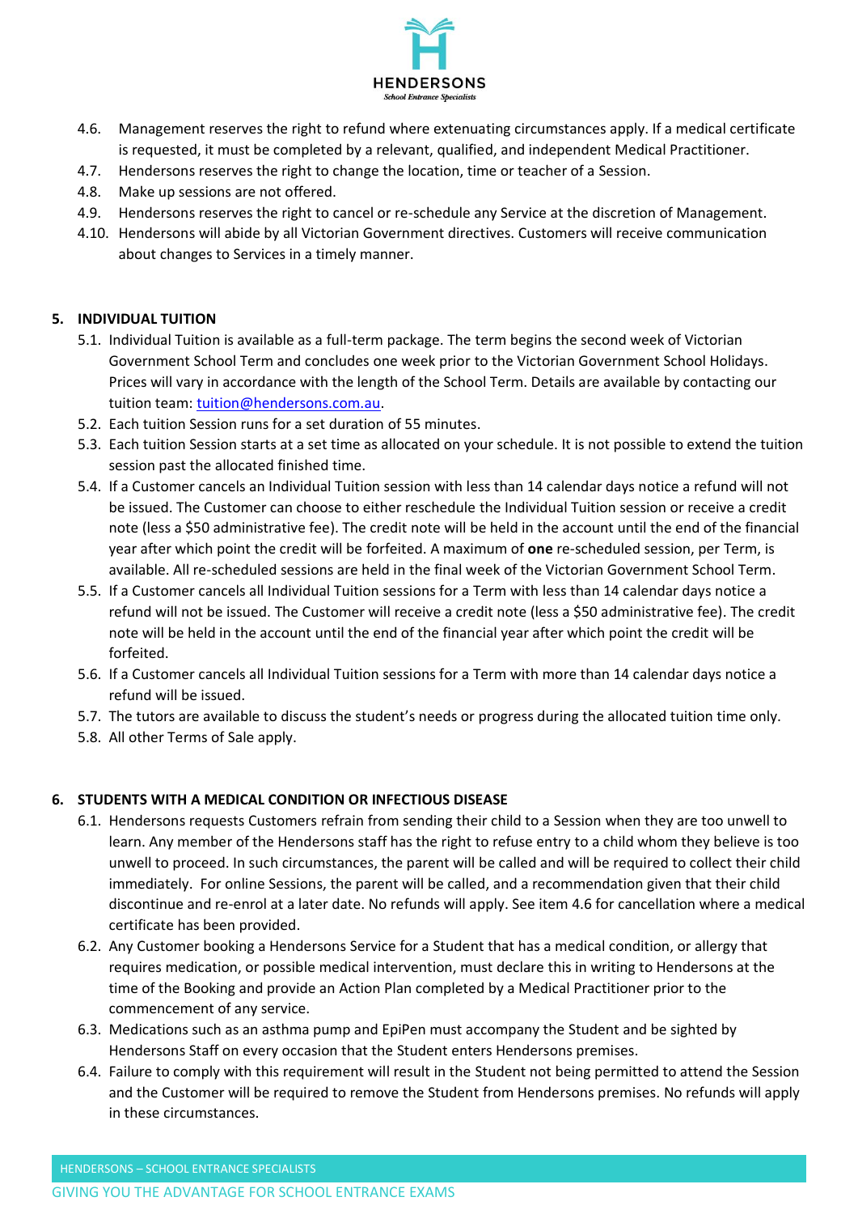4.6. Management reserves the right to refund where extenuating circumstances apply. If a medical certificate is requested, it must be completed by a relevant, qualified, and independent Medical Practitioner.

4.7. Hendersons reserves the right to change the location, time or teacher of a Session.

4.8. Make up sessions are not offered.

4.9. Hendersons reserves the right to cancel or re-schedule any Service at the discretion of Management.

4.10. Hendersons will abide by all Victorian Government directives. Customers will receive communication about changes to Services in a timely manner.

## 5. INDIVIDUAL TUITION

5.1. Individual Tuition is available as a full-term package. The term begins the second week of Victorian Government School Term and concludes one week prior to the Victorian Government School Holidays. Prices will vary in accordance with the length of the School Term. Details are available by contacting our tuition team: tuition@hendersons.com.au.

5.2. Each tuition Session runs for a set duration of 55 minutes.

5.3. Each tuition Session starts at a set time as allocated on your schedule. It is not possible to extend the tuition session past the allocated finished time.

5.4. If a Customer cancels an Individual Tuition session with less than 14 calendar days notice a refund will not be issued. The Customer can choose to either reschedule the Individual Tuition session or receive a credit note (less a $50 administrative fee). The credit note will be held in the account until the end of the financial year after which point the credit will be forfeited. A maximum of **one** re-scheduled session, per Term, is available. All re-scheduled sessions are held in the final week of the Victorian Government School Term.

5.5. If a Customer cancels all Individual Tuition sessions for a Term with less than 14 calendar days notice a refund will not be issued. The Customer will receive a credit note (less a $50 administrative fee). The credit note will be held in the account until the end of the financial year after which point the credit will be forfeited.

5.6. If a Customer cancels all Individual Tuition sessions for a Term with more than 14 calendar days notice a refund will be issued.

5.7. The tutors are available to discuss the student's needs or progress during the allocated tuition time only.

5.8. All other Terms of Sale apply.

## 6. STUDENTS WITH A MEDICAL CONDITION OR INFECTIOUS DISEASE

6.1. Hendersons requests Customers refrain from sending their child to a Session when they are too unwell to learn. Any member of the Hendersons staff has the right to refuse entry to a child whom they believe is too unwell to proceed. In such circumstances, the parent will be called and will be required to collect their child immediately. For online Sessions, the parent will be called, and a recommendation given that their child discontinue and re-enrol at a later date. No refunds will apply. See item 4.6 for cancellation where a medical certificate has been provided.

6.2. Any Customer booking a Hendersons Service for a Student that has a medical condition, or allergy that requires medication, or possible medical intervention, must declare this in writing to Hendersons at the time of the Booking and provide an Action Plan completed by a Medical Practitioner prior to the commencement of any service.

6.3. Medications such as an asthma pump and EpiPen must accompany the Student and be sighted by Hendersons Staff on every occasion that the Student enters Hendersons premises.

6.4. Failure to comply with this requirement will result in the Student not being permitted to attend the Session and the Customer will be required to remove the Student from Hendersons premises. No refunds will apply in these circumstances.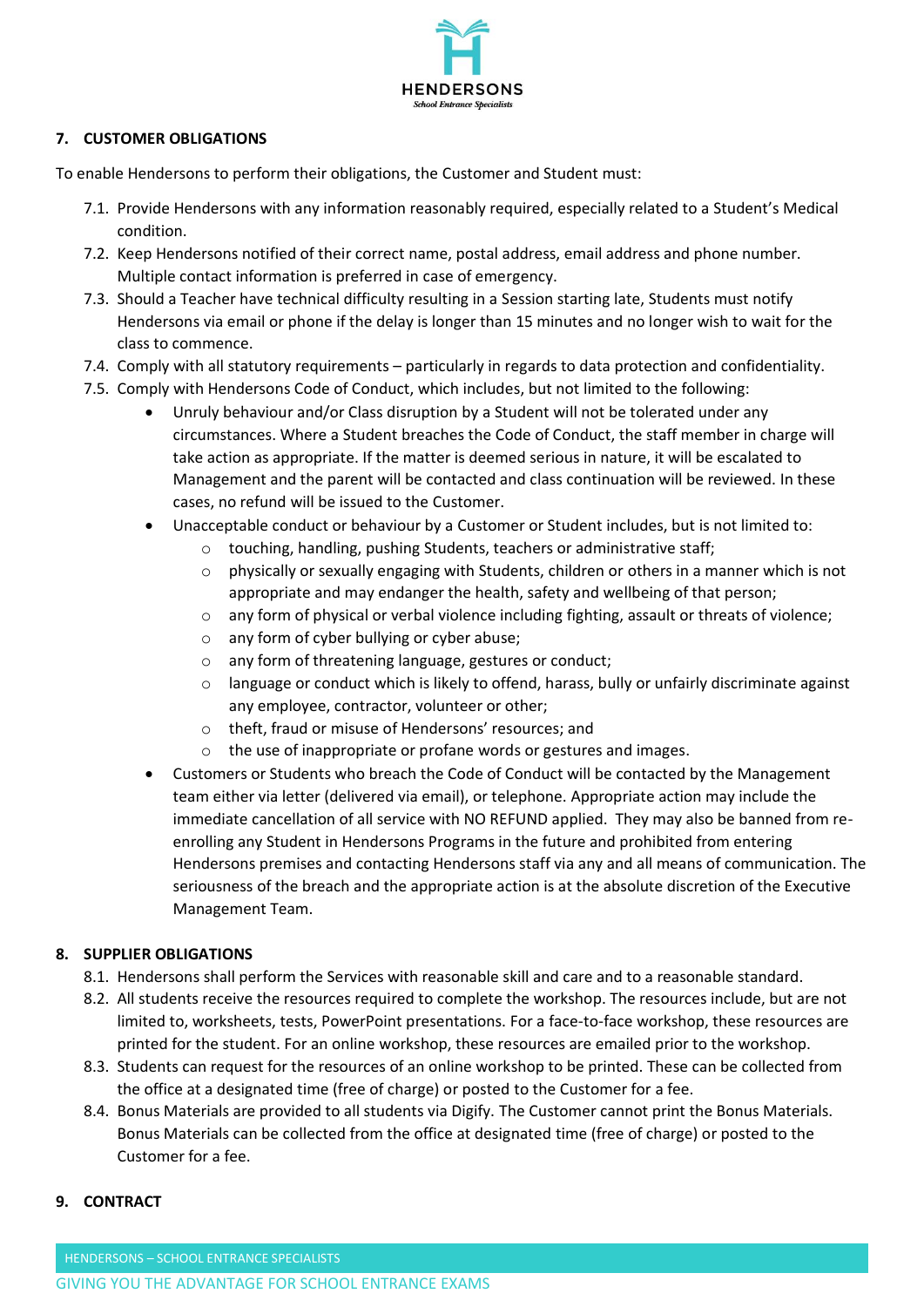## 7. CUSTOMER OBLIGATIONS

To enable Hendersons to perform their obligations, the Customer and Student must:

7.1. Provide Hendersons with any information reasonably required, especially related to a Student's Medical condition.

7.2. Keep Hendersons notified of their correct name, postal address, email address and phone number. Multiple contact information is preferred in case of emergency.

7.3. Should a Teacher have technical difficulty resulting in a Session starting late, Students must notify Hendersons via email or phone if the delay is longer than 15 minutes and no longer wish to wait for the class to commence.

7.4. Comply with all statutory requirements – particularly in regards to data protection and confidentiality.

7.5. Comply with Hendersons Code of Conduct, which includes, but not limited to the following:

- Unruly behaviour and/or Class disruption by a Student will not be tolerated under any circumstances. Where a Student breaches the Code of Conduct, the staff member in charge will take action as appropriate. If the matter is deemed serious in nature, it will be escalated to Management and the parent will be contacted and class continuation will be reviewed. In these cases, no refund will be issued to the Customer.
- Unacceptable conduct or behaviour by a Customer or Student includes, but is not limited to:
  - touching, handling, pushing Students, teachers or administrative staff;
  - physically or sexually engaging with Students, children or others in a manner which is not appropriate and may endanger the health, safety and wellbeing of that person;
  - any form of physical or verbal violence including fighting, assault or threats of violence;
  - any form of cyber bullying or cyber abuse;
  - any form of threatening language, gestures or conduct;
  - language or conduct which is likely to offend, harass, bully or unfairly discriminate against any employee, contractor, volunteer or other;
  - theft, fraud or misuse of Hendersons' resources; and
  - the use of inappropriate or profane words or gestures and images.
- Customers or Students who breach the Code of Conduct will be contacted by the Management team either via letter (delivered via email), or telephone. Appropriate action may include the immediate cancellation of all service with NO REFUND applied. They may also be banned from re-enrolling any Student in Hendersons Programs in the future and prohibited from entering Hendersons premises and contacting Hendersons staff via any and all means of communication. The seriousness of the breach and the appropriate action is at the absolute discretion of the Executive Management Team.

## 8. SUPPLIER OBLIGATIONS

8.1. Hendersons shall perform the Services with reasonable skill and care and to a reasonable standard.

8.2. All students receive the resources required to complete the workshop. The resources include, but are not limited to, worksheets, tests, PowerPoint presentations. For a face-to-face workshop, these resources are printed for the student. For an online workshop, these resources are emailed prior to the workshop.

8.3. Students can request for the resources of an online workshop to be printed. These can be collected from the office at a designated time (free of charge) or posted to the Customer for a fee.

8.4. Bonus Materials are provided to all students via Digify. The Customer cannot print the Bonus Materials. Bonus Materials can be collected from the office at designated time (free of charge) or posted to the Customer for a fee.

## 9. CONTRACT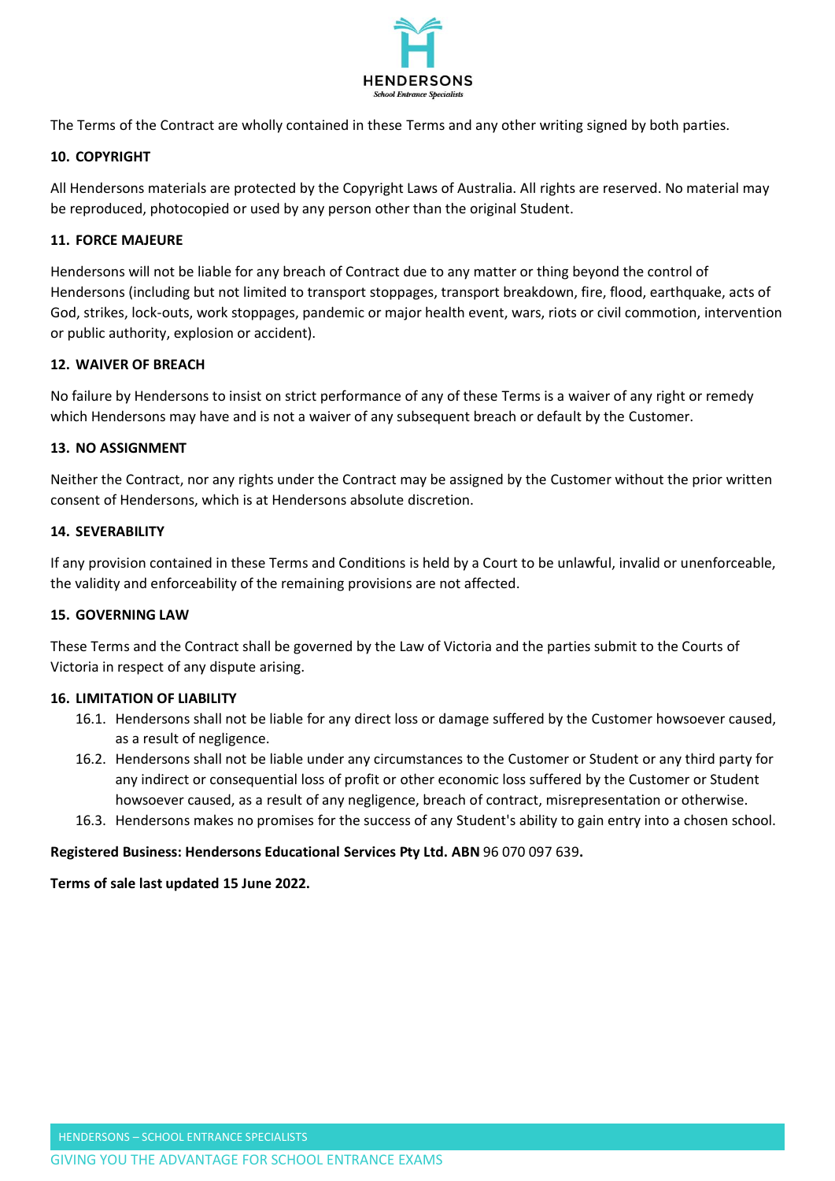The Terms of the Contract are wholly contained in these Terms and any other writing signed by both parties.

### 10. COPYRIGHT

All Hendersons materials are protected by the Copyright Laws of Australia. All rights are reserved. No material may be reproduced, photocopied or used by any person other than the original Student.

### 11. FORCE MAJEURE

Hendersons will not be liable for any breach of Contract due to any matter or thing beyond the control of Hendersons (including but not limited to transport stoppages, transport breakdown, fire, flood, earthquake, acts of God, strikes, lock-outs, work stoppages, pandemic or major health event, wars, riots or civil commotion, intervention or public authority, explosion or accident).

### 12. WAIVER OF BREACH

No failure by Hendersons to insist on strict performance of any of these Terms is a waiver of any right or remedy which Hendersons may have and is not a waiver of any subsequent breach or default by the Customer.

### 13. NO ASSIGNMENT

Neither the Contract, nor any rights under the Contract may be assigned by the Customer without the prior written consent of Hendersons, which is at Hendersons absolute discretion.

### 14. SEVERABILITY

If any provision contained in these Terms and Conditions is held by a Court to be unlawful, invalid or unenforceable, the validity and enforceability of the remaining provisions are not affected.

### 15. GOVERNING LAW

These Terms and the Contract shall be governed by the Law of Victoria and the parties submit to the Courts of Victoria in respect of any dispute arising.

### 16. LIMITATION OF LIABILITY

16.1. Hendersons shall not be liable for any direct loss or damage suffered by the Customer howsoever caused, as a result of negligence.

16.2. Hendersons shall not be liable under any circumstances to the Customer or Student or any third party for any indirect or consequential loss of profit or other economic loss suffered by the Customer or Student howsoever caused, as a result of any negligence, breach of contract, misrepresentation or otherwise.

16.3. Hendersons makes no promises for the success of any Student's ability to gain entry into a chosen school.

**Registered Business: Hendersons Educational Services Pty Ltd. ABN** 96 070 097 639**.**

**Terms of sale last updated 15 June 2022.**